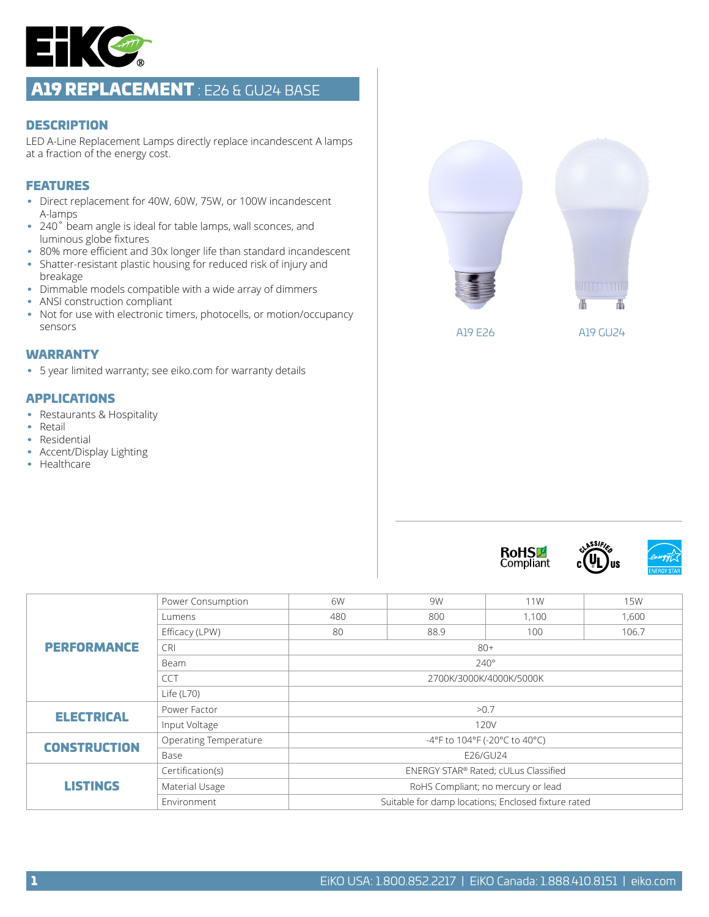# A19 REPLACEMENT : E26 & GU24 BASE

## DESCRIPTION

LED A-Line Replacement Lamps directly replace incandescent A lamps at a fraction of the energy cost.

## FEATURES

- Direct replacement for 40W, 60W, 75W, or 100W incandescent A-lamps
- 240˚ beam angle is ideal for table lamps, wall sconces, and luminous globe fixtures
- 80% more efficient and 30x longer life than standard incandescent
- Shatter-resistant plastic housing for reduced risk of injury and breakage
- Dimmable models compatible with a wide array of dimmers
- ANSI construction compliant
- Not for use with electronic timers, photocells, or motion/occupancy sensors

## WARRANTY

- 5 year limited warranty; see eiko.com for warranty details

## APPLICATIONS

- Restaurants & Hospitality
- Retail
- Residential
- Accent/Display Lighting
- Healthcare

A19 E26

A19 GU24

| | | | | | |
|---|---|---|---|---|---|
| **PERFORMANCE** | Power Consumption | 6W | 9W | 11W | 15W |
| | Lumens | 480 | 800 | 1,100 | 1,600 |
| | Efficacy (LPW) | 80 | 88.9 | 100 | 106.7 |
| | CRI | 80+ | | | |
| | Beam | 240° | | | |
| | CCT | 2700K/3000K/4000K/5000K | | | |
| | Life (L70) | | | | |
| **ELECTRICAL** | Power Factor | >0.7 | | | |
| | Input Voltage | 120V | | | |
| **CONSTRUCTION** | Operating Temperature | -4°F to 104°F (-20°C to 40°C) | | | |
| | Base | E26/GU24 | | | |
| **LISTINGS** | Certification(s) | ENERGY STAR® Rated; cULus Classified | | | |
| | Material Usage | RoHS Compliant; no mercury or lead | | | |
| | Environment | Suitable for damp locations; Enclosed fixture rated | | | |

EiKO USA: 1.800.852.2217 | EiKO Canada: 1.888.410.8151 | eiko.com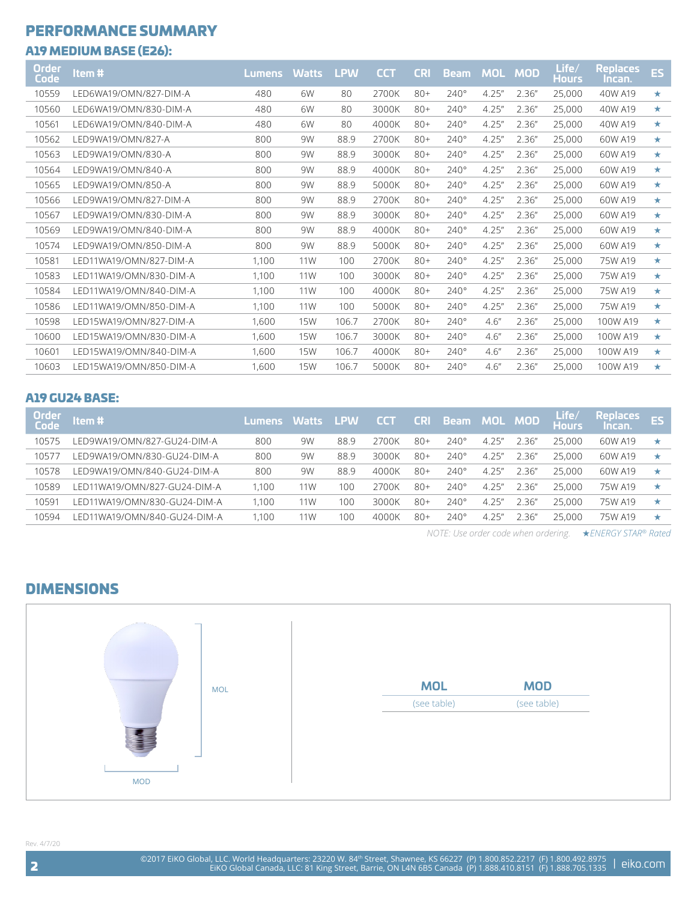# PERFORMANCE SUMMARY

## A19 MEDIUM BASE (E26):

| Order Code | Item # | Lumens | Watts | LPW | CCT | CRI | Beam | MOL | MOD | Life/ Hours | Replaces Incan. | ES |
|---|---|---|---|---|---|---|---|---|---|---|---|---|
| 10559 | LED6WA19/OMN/827-DIM-A | 480 | 6W | 80 | 2700K | 80+ | 240° | 4.25″ | 2.36″ | 25,000 | 40W A19 | ★ |
| 10560 | LED6WA19/OMN/830-DIM-A | 480 | 6W | 80 | 3000K | 80+ | 240° | 4.25″ | 2.36″ | 25,000 | 40W A19 | ★ |
| 10561 | LED6WA19/OMN/840-DIM-A | 480 | 6W | 80 | 4000K | 80+ | 240° | 4.25″ | 2.36″ | 25,000 | 40W A19 | ★ |
| 10562 | LED9WA19/OMN/827-A | 800 | 9W | 88.9 | 2700K | 80+ | 240° | 4.25″ | 2.36″ | 25,000 | 60W A19 | ★ |
| 10563 | LED9WA19/OMN/830-A | 800 | 9W | 88.9 | 3000K | 80+ | 240° | 4.25″ | 2.36″ | 25,000 | 60W A19 | ★ |
| 10564 | LED9WA19/OMN/840-A | 800 | 9W | 88.9 | 4000K | 80+ | 240° | 4.25″ | 2.36″ | 25,000 | 60W A19 | ★ |
| 10565 | LED9WA19/OMN/850-A | 800 | 9W | 88.9 | 5000K | 80+ | 240° | 4.25″ | 2.36″ | 25,000 | 60W A19 | ★ |
| 10566 | LED9WA19/OMN/827-DIM-A | 800 | 9W | 88.9 | 2700K | 80+ | 240° | 4.25″ | 2.36″ | 25,000 | 60W A19 | ★ |
| 10567 | LED9WA19/OMN/830-DIM-A | 800 | 9W | 88.9 | 3000K | 80+ | 240° | 4.25″ | 2.36″ | 25,000 | 60W A19 | ★ |
| 10569 | LED9WA19/OMN/840-DIM-A | 800 | 9W | 88.9 | 4000K | 80+ | 240° | 4.25″ | 2.36″ | 25,000 | 60W A19 | ★ |
| 10574 | LED9WA19/OMN/850-DIM-A | 800 | 9W | 88.9 | 5000K | 80+ | 240° | 4.25″ | 2.36″ | 25,000 | 60W A19 | ★ |
| 10581 | LED11WA19/OMN/827-DIM-A | 1,100 | 11W | 100 | 2700K | 80+ | 240° | 4.25″ | 2.36″ | 25,000 | 75W A19 | ★ |
| 10583 | LED11WA19/OMN/830-DIM-A | 1,100 | 11W | 100 | 3000K | 80+ | 240° | 4.25″ | 2.36″ | 25,000 | 75W A19 | ★ |
| 10584 | LED11WA19/OMN/840-DIM-A | 1,100 | 11W | 100 | 4000K | 80+ | 240° | 4.25″ | 2.36″ | 25,000 | 75W A19 | ★ |
| 10586 | LED11WA19/OMN/850-DIM-A | 1,100 | 11W | 100 | 5000K | 80+ | 240° | 4.25″ | 2.36″ | 25,000 | 75W A19 | ★ |
| 10598 | LED15WA19/OMN/827-DIM-A | 1,600 | 15W | 106.7 | 2700K | 80+ | 240° | 4.6″ | 2.36″ | 25,000 | 100W A19 | ★ |
| 10600 | LED15WA19/OMN/830-DIM-A | 1,600 | 15W | 106.7 | 3000K | 80+ | 240° | 4.6″ | 2.36″ | 25,000 | 100W A19 | ★ |
| 10601 | LED15WA19/OMN/840-DIM-A | 1,600 | 15W | 106.7 | 4000K | 80+ | 240° | 4.6″ | 2.36″ | 25,000 | 100W A19 | ★ |
| 10603 | LED15WA19/OMN/850-DIM-A | 1,600 | 15W | 106.7 | 5000K | 80+ | 240° | 4.6″ | 2.36″ | 25,000 | 100W A19 | ★ |

## A19 GU24 BASE:

| Order Code | Item # | Lumens | Watts | LPW | CCT | CRI | Beam | MOL | MOD | Life/ Hours | Replaces Incan. | ES |
|---|---|---|---|---|---|---|---|---|---|---|---|---|
| 10575 | LED9WA19/OMN/827-GU24-DIM-A | 800 | 9W | 88.9 | 2700K | 80+ | 240° | 4.25″ | 2.36″ | 25,000 | 60W A19 | ★ |
| 10577 | LED9WA19/OMN/830-GU24-DIM-A | 800 | 9W | 88.9 | 3000K | 80+ | 240° | 4.25″ | 2.36″ | 25,000 | 60W A19 | ★ |
| 10578 | LED9WA19/OMN/840-GU24-DIM-A | 800 | 9W | 88.9 | 4000K | 80+ | 240° | 4.25″ | 2.36″ | 25,000 | 60W A19 | ★ |
| 10589 | LED11WA19/OMN/827-GU24-DIM-A | 1,100 | 11W | 100 | 2700K | 80+ | 240° | 4.25″ | 2.36″ | 25,000 | 75W A19 | ★ |
| 10591 | LED11WA19/OMN/830-GU24-DIM-A | 1,100 | 11W | 100 | 3000K | 80+ | 240° | 4.25″ | 2.36″ | 25,000 | 75W A19 | ★ |
| 10594 | LED11WA19/OMN/840-GU24-DIM-A | 1,100 | 11W | 100 | 4000K | 80+ | 240° | 4.25″ | 2.36″ | 25,000 | 75W A19 | ★ |

*NOTE: Use order code when ordering.* *★ENERGY STAR® Rated*

# DIMENSIONS

MOL

MOD

| MOL | MOD |
|---|---|
| (see table) | (see table) |

Rev. 4/7/20

©2017 EiKO Global, LLC. World Headquarters: 23220 W. 84th Street, Shawnee, KS 66227 (P) 1.800.852.2217 (F) 1.800.492.8975
EiKO Global Canada, LLC: 81 King Street, Barrie, ON L4N 6B5 Canada (P) 1.888.410.8151 (F) 1.888.705.1335 | eiko.com